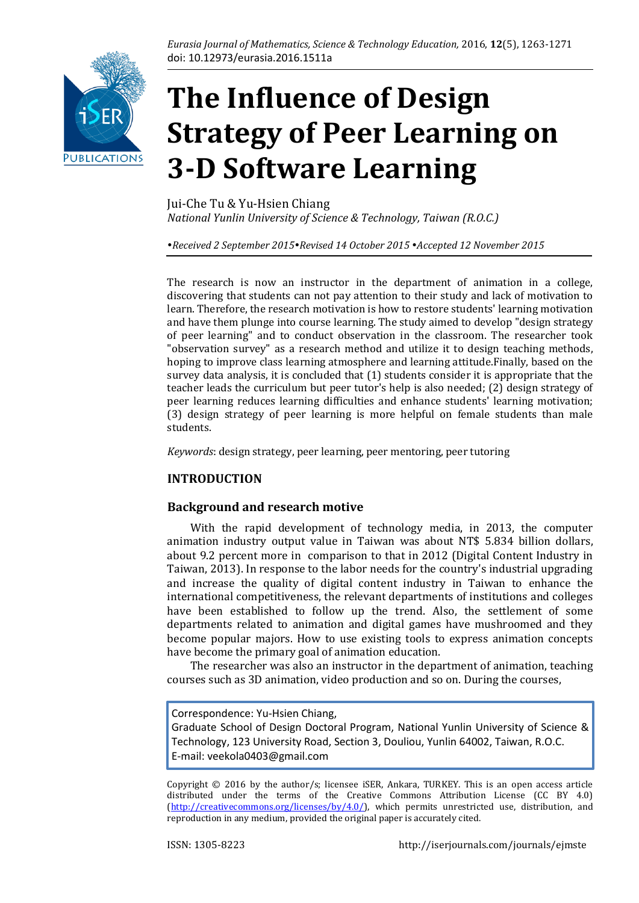# The Influence of Design Strategy of Peer Learning on 3-D Software Learning

Jui-Che Tu & Yu-Hsien Chiang

*National Yunlin University of Science & Technology, Taiwan (R.O.C.)*

*•Received 2 September 2015•Revised 14 October 2015 •Accepted 12 November 2015*

The research is now an instructor in the department of animation in a college, discovering that students can not pay attention to their study and lack of motivation to learn. Therefore, the research motivation is how to restore students' learning motivation and have them plunge into course learning. The study aimed to develop "design strategy of peer learning" and to conduct observation in the classroom. The researcher took "observation survey" as a research method and utilize it to design teaching methods, hoping to improve class learning atmosphere and learning attitude.Finally, based on the survey data analysis, it is concluded that (1) students consider it is appropriate that the teacher leads the curriculum but peer tutor's help is also needed; (2) design strategy of peer learning reduces learning difficulties and enhance students' learning motivation; (3) design strategy of peer learning is more helpful on female students than male students.

*Keywords*: design strategy, peer learning, peer mentoring, peer tutoring

## INTRODUCTION

### Background and research motive

With the rapid development of technology media, in 2013, the computer animation industry output value in Taiwan was about NT$ 5.834 billion dollars, about 9.2 percent more in comparison to that in 2012 (Digital Content Industry in Taiwan, 2013). In response to the labor needs for the country's industrial upgrading and increase the quality of digital content industry in Taiwan to enhance the international competitiveness, the relevant departments of institutions and colleges have been established to follow up the trend. Also, the settlement of some departments related to animation and digital games have mushroomed and they become popular majors. How to use existing tools to express animation concepts have become the primary goal of animation education.

The researcher was also an instructor in the department of animation, teaching courses such as 3D animation, video production and so on. During the courses,

Correspondence: Yu-Hsien Chiang,
Graduate School of Design Doctoral Program, National Yunlin University of Science & Technology, 123 University Road, Section 3, Douliou, Yunlin 64002, Taiwan, R.O.C.
E-mail: veekola0403@gmail.com

Copyright © 2016 by the author/s; licensee iSER, Ankara, TURKEY. This is an open access article distributed under the terms of the Creative Commons Attribution License (CC BY 4.0) (http://creativecommons.org/licenses/by/4.0/), which permits unrestricted use, distribution, and reproduction in any medium, provided the original paper is accurately cited.

ISSN: 1305-8223 http://iserjournals.com/journals/ejmste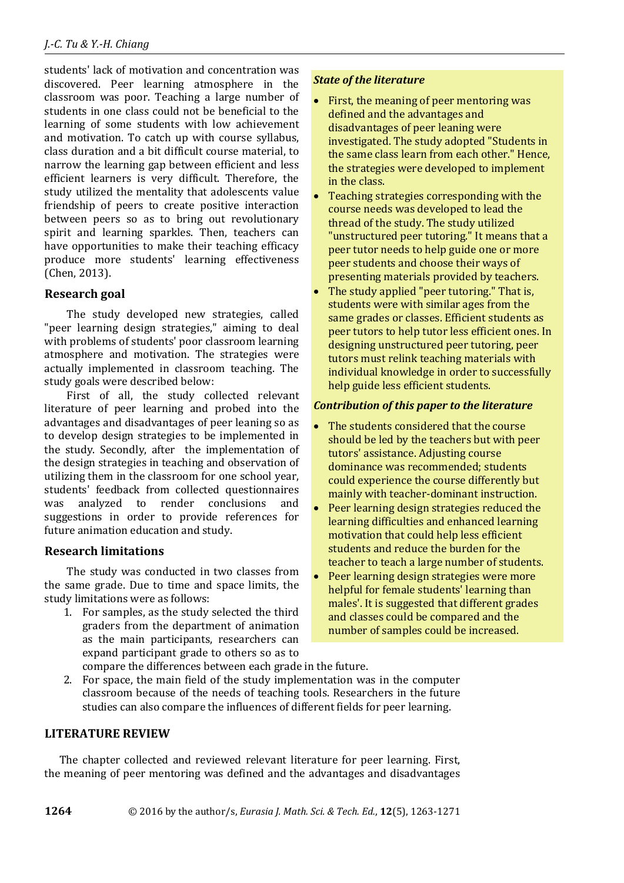students' lack of motivation and concentration was discovered. Peer learning atmosphere in the classroom was poor. Teaching a large number of students in one class could not be beneficial to the learning of some students with low achievement and motivation. To catch up with course syllabus, class duration and a bit difficult course material, to narrow the learning gap between efficient and less efficient learners is very difficult. Therefore, the study utilized the mentality that adolescents value friendship of peers to create positive interaction between peers so as to bring out revolutionary spirit and learning sparkles. Then, teachers can have opportunities to make their teaching efficacy produce more students' learning effectiveness (Chen, 2013).

***State of the literature***

- First, the meaning of peer mentoring was defined and the advantages and disadvantages of peer leaning were investigated. The study adopted "Students in the same class learn from each other." Hence, the strategies were developed to implement in the class.
- Teaching strategies corresponding with the course needs was developed to lead the thread of the study. The study utilized "unstructured peer tutoring." It means that a peer tutor needs to help guide one or more peer students and choose their ways of presenting materials provided by teachers.
- The study applied "peer tutoring." That is, students were with similar ages from the same grades or classes. Efficient students as peer tutors to help tutor less efficient ones. In designing unstructured peer tutoring, peer tutors must relink teaching materials with individual knowledge in order to successfully help guide less efficient students.

***Contribution of this paper to the literature***

- The students considered that the course should be led by the teachers but with peer tutors' assistance. Adjusting course dominance was recommended; students could experience the course differently but mainly with teacher-dominant instruction.
- Peer learning design strategies reduced the learning difficulties and enhanced learning motivation that could help less efficient students and reduce the burden for the teacher to teach a large number of students.
- Peer learning design strategies were more helpful for female students' learning than males'. It is suggested that different grades and classes could be compared and the number of samples could be increased.

## Research goal

The study developed new strategies, called "peer learning design strategies," aiming to deal with problems of students' poor classroom learning atmosphere and motivation. The strategies were actually implemented in classroom teaching. The study goals were described below:

First of all, the study collected relevant literature of peer learning and probed into the advantages and disadvantages of peer leaning so as to develop design strategies to be implemented in the study. Secondly, after the implementation of the design strategies in teaching and observation of utilizing them in the classroom for one school year, students' feedback from collected questionnaires was analyzed to render conclusions and suggestions in order to provide references for future animation education and study.

## Research limitations

The study was conducted in two classes from the same grade. Due to time and space limits, the study limitations were as follows:

1. For samples, as the study selected the third graders from the department of animation as the main participants, researchers can expand participant grade to others so as to compare the differences between each grade in the future.
2. For space, the main field of the study implementation was in the computer classroom because of the needs of teaching tools. Researchers in the future studies can also compare the influences of different fields for peer learning.

## LITERATURE REVIEW

The chapter collected and reviewed relevant literature for peer learning. First, the meaning of peer mentoring was defined and the advantages and disadvantages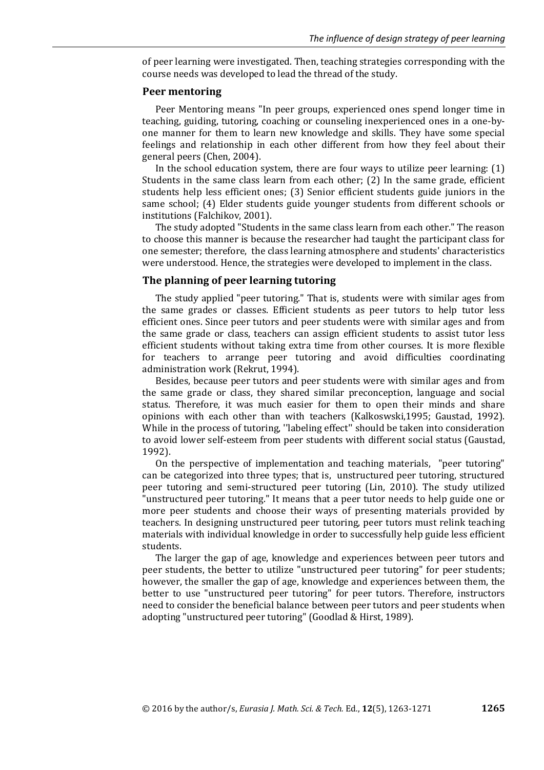of peer learning were investigated. Then, teaching strategies corresponding with the course needs was developed to lead the thread of the study.

## Peer mentoring

Peer Mentoring means "In peer groups, experienced ones spend longer time in teaching, guiding, tutoring, coaching or counseling inexperienced ones in a one-by-one manner for them to learn new knowledge and skills. They have some special feelings and relationship in each other different from how they feel about their general peers (Chen, 2004).

In the school education system, there are four ways to utilize peer learning: (1) Students in the same class learn from each other; (2) In the same grade, efficient students help less efficient ones; (3) Senior efficient students guide juniors in the same school; (4) Elder students guide younger students from different schools or institutions (Falchikov, 2001).

The study adopted "Students in the same class learn from each other." The reason to choose this manner is because the researcher had taught the participant class for one semester; therefore, the class learning atmosphere and students' characteristics were understood. Hence, the strategies were developed to implement in the class.

## The planning of peer learning tutoring

The study applied "peer tutoring." That is, students were with similar ages from the same grades or classes. Efficient students as peer tutors to help tutor less efficient ones. Since peer tutors and peer students were with similar ages and from the same grade or class, teachers can assign efficient students to assist tutor less efficient students without taking extra time from other courses. It is more flexible for teachers to arrange peer tutoring and avoid difficulties coordinating administration work (Rekrut, 1994).

Besides, because peer tutors and peer students were with similar ages and from the same grade or class, they shared similar preconception, language and social status. Therefore, it was much easier for them to open their minds and share opinions with each other than with teachers (Kalkoswski,1995; Gaustad, 1992). While in the process of tutoring, ''labeling effect'' should be taken into consideration to avoid lower self-esteem from peer students with different social status (Gaustad, 1992).

On the perspective of implementation and teaching materials, "peer tutoring" can be categorized into three types; that is, unstructured peer tutoring, structured peer tutoring and semi-structured peer tutoring (Lin, 2010). The study utilized "unstructured peer tutoring." It means that a peer tutor needs to help guide one or more peer students and choose their ways of presenting materials provided by teachers. In designing unstructured peer tutoring, peer tutors must relink teaching materials with individual knowledge in order to successfully help guide less efficient students.

The larger the gap of age, knowledge and experiences between peer tutors and peer students, the better to utilize "unstructured peer tutoring" for peer students; however, the smaller the gap of age, knowledge and experiences between them, the better to use "unstructured peer tutoring" for peer tutors. Therefore, instructors need to consider the beneficial balance between peer tutors and peer students when adopting "unstructured peer tutoring" (Goodlad & Hirst, 1989).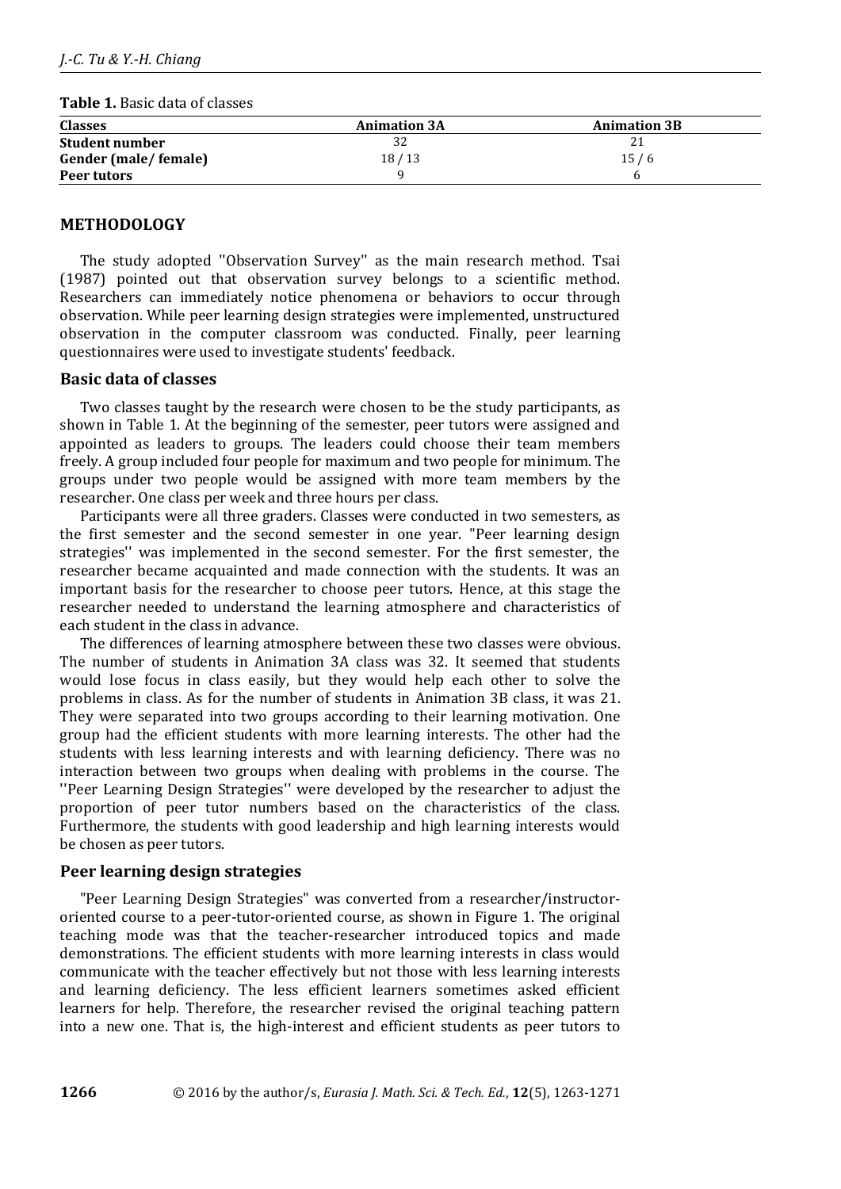**Table 1.** Basic data of classes

| Classes | Animation 3A | Animation 3B |
|---|---|---|
| **Student number** | 32 | 21 |
| **Gender (male/ female)** | 18 / 13 | 15 / 6 |
| **Peer tutors** | 9 | 6 |

## METHODOLOGY

The study adopted ''Observation Survey'' as the main research method. Tsai (1987) pointed out that observation survey belongs to a scientific method. Researchers can immediately notice phenomena or behaviors to occur through observation. While peer learning design strategies were implemented, unstructured observation in the computer classroom was conducted. Finally, peer learning questionnaires were used to investigate students' feedback.

### Basic data of classes

Two classes taught by the research were chosen to be the study participants, as shown in Table 1. At the beginning of the semester, peer tutors were assigned and appointed as leaders to groups. The leaders could choose their team members freely. A group included four people for maximum and two people for minimum. The groups under two people would be assigned with more team members by the researcher. One class per week and three hours per class.

Participants were all three graders. Classes were conducted in two semesters, as the first semester and the second semester in one year. "Peer learning design strategies'' was implemented in the second semester. For the first semester, the researcher became acquainted and made connection with the students. It was an important basis for the researcher to choose peer tutors. Hence, at this stage the researcher needed to understand the learning atmosphere and characteristics of each student in the class in advance.

The differences of learning atmosphere between these two classes were obvious. The number of students in Animation 3A class was 32. It seemed that students would lose focus in class easily, but they would help each other to solve the problems in class. As for the number of students in Animation 3B class, it was 21. They were separated into two groups according to their learning motivation. One group had the efficient students with more learning interests. The other had the students with less learning interests and with learning deficiency. There was no interaction between two groups when dealing with problems in the course. The ''Peer Learning Design Strategies'' were developed by the researcher to adjust the proportion of peer tutor numbers based on the characteristics of the class. Furthermore, the students with good leadership and high learning interests would be chosen as peer tutors.

### Peer learning design strategies

"Peer Learning Design Strategies" was converted from a researcher/instructor-oriented course to a peer-tutor-oriented course, as shown in Figure 1. The original teaching mode was that the teacher-researcher introduced topics and made demonstrations. The efficient students with more learning interests in class would communicate with the teacher effectively but not those with less learning interests and learning deficiency. The less efficient learners sometimes asked efficient learners for help. Therefore, the researcher revised the original teaching pattern into a new one. That is, the high-interest and efficient students as peer tutors to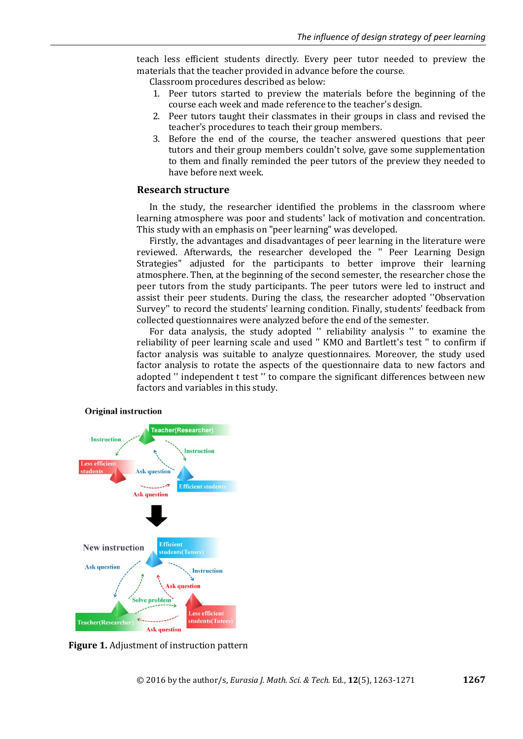teach less efficient students directly. Every peer tutor needed to preview the materials that the teacher provided in advance before the course.

Classroom procedures described as below:

1. Peer tutors started to preview the materials before the beginning of the course each week and made reference to the teacher's design.
2. Peer tutors taught their classmates in their groups in class and revised the teacher's procedures to teach their group members.
3. Before the end of the course, the teacher answered questions that peer tutors and their group members couldn't solve, gave some supplementation to them and finally reminded the peer tutors of the preview they needed to have before next week.

## Research structure

In the study, the researcher identified the problems in the classroom where learning atmosphere was poor and students' lack of motivation and concentration. This study with an emphasis on "peer learning" was developed.

Firstly, the advantages and disadvantages of peer learning in the literature were reviewed. Afterwards, the researcher developed the " Peer Learning Design Strategies" adjusted for the participants to better improve their learning atmosphere. Then, at the beginning of the second semester, the researcher chose the peer tutors from the study participants. The peer tutors were led to instruct and assist their peer students. During the class, the researcher adopted "Observation Survey" to record the students' learning condition. Finally, students' feedback from collected questionnaires were analyzed before the end of the semester.

For data analysis, the study adopted " reliability analysis " to examine the reliability of peer learning scale and used " KMO and Bartlett's test " to confirm if factor analysis was suitable to analyze questionnaires. Moreover, the study used factor analysis to rotate the aspects of the questionnaire data to new factors and adopted " independent t test " to compare the significant differences between new factors and variables in this study.

**Original instruction**

Teacher(Researcher) — Instruction — Less efficient students — Instruction — Ask question — Efficient students — Ask question

**New instruction**

Efficient students(Tutors) — Ask question — Instruction — Ask question — Solve problem — Teacher(Researcher) — Less efficient students(Tutees) — Ask question

**Figure 1.** Adjustment of instruction pattern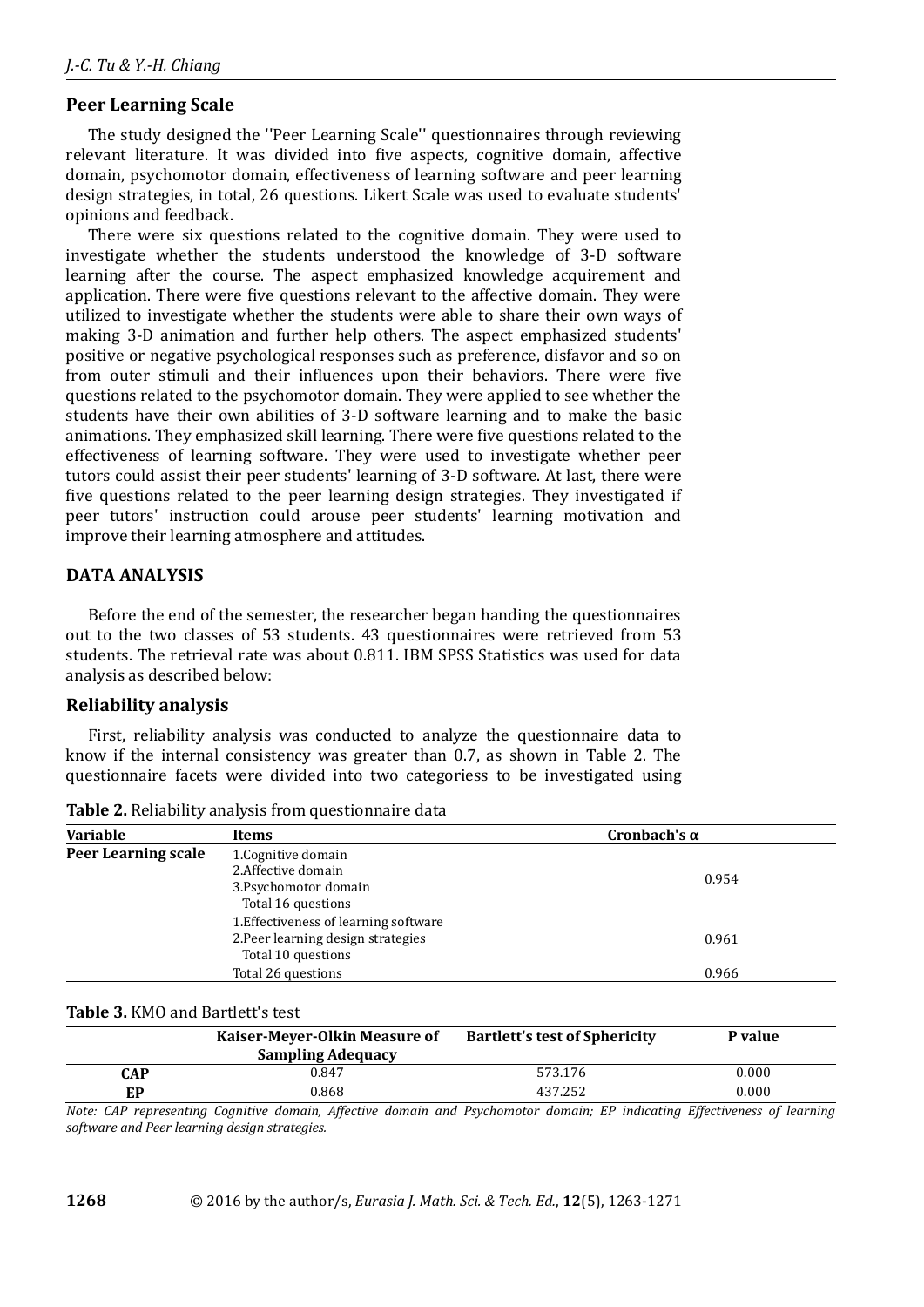## Peer Learning Scale

The study designed the ''Peer Learning Scale'' questionnaires through reviewing relevant literature. It was divided into five aspects, cognitive domain, affective domain, psychomotor domain, effectiveness of learning software and peer learning design strategies, in total, 26 questions. Likert Scale was used to evaluate students' opinions and feedback.

There were six questions related to the cognitive domain. They were used to investigate whether the students understood the knowledge of 3-D software learning after the course. The aspect emphasized knowledge acquirement and application. There were five questions relevant to the affective domain. They were utilized to investigate whether the students were able to share their own ways of making 3-D animation and further help others. The aspect emphasized students' positive or negative psychological responses such as preference, disfavor and so on from outer stimuli and their influences upon their behaviors. There were five questions related to the psychomotor domain. They were applied to see whether the students have their own abilities of 3-D software learning and to make the basic animations. They emphasized skill learning. There were five questions related to the effectiveness of learning software. They were used to investigate whether peer tutors could assist their peer students' learning of 3-D software. At last, there were five questions related to the peer learning design strategies. They investigated if peer tutors' instruction could arouse peer students' learning motivation and improve their learning atmosphere and attitudes.

# DATA ANALYSIS

Before the end of the semester, the researcher began handing the questionnaires out to the two classes of 53 students. 43 questionnaires were retrieved from 53 students. The retrieval rate was about 0.811. IBM SPSS Statistics was used for data analysis as described below:

## Reliability analysis

First, reliability analysis was conducted to analyze the questionnaire data to know if the internal consistency was greater than 0.7, as shown in Table 2. The questionnaire facets were divided into two categoriess to be investigated using

**Table 2.** Reliability analysis from questionnaire data

| Variable | Items | Cronbach's α |
|---|---|---|
| **Peer Learning scale** | 1.Cognitive domain<br>2.Affective domain<br>3.Psychomotor domain<br>Total 16 questions | 0.954 |
| | 1.Effectiveness of learning software<br>2.Peer learning design strategies<br>Total 10 questions | 0.961 |
| | Total 26 questions | 0.966 |

**Table 3.** KMO and Bartlett's test

| | Kaiser-Meyer-Olkin Measure of Sampling Adequacy | Bartlett's test of Sphericity | P value |
|---|---|---|---|
| **CAP** | 0.847 | 573.176 | 0.000 |
| **EP** | 0.868 | 437.252 | 0.000 |

*Note: CAP representing Cognitive domain, Affective domain and Psychomotor domain; EP indicating Effectiveness of learning software and Peer learning design strategies.*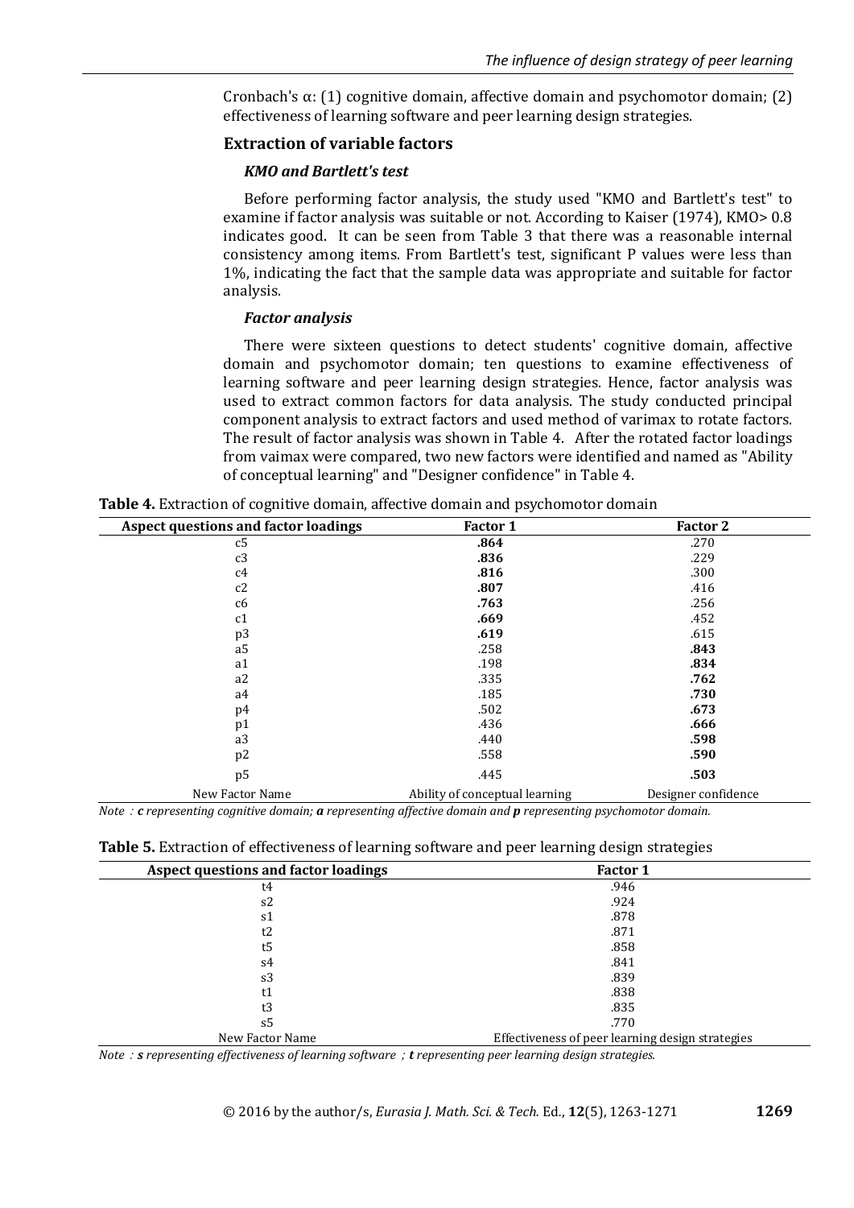Cronbach's α: (1) cognitive domain, affective domain and psychomotor domain; (2) effectiveness of learning software and peer learning design strategies.

## Extraction of variable factors

### *KMO and Bartlett's test*

Before performing factor analysis, the study used "KMO and Bartlett's test" to examine if factor analysis was suitable or not. According to Kaiser (1974), KMO> 0.8 indicates good. It can be seen from Table 3 that there was a reasonable internal consistency among items. From Bartlett's test, significant P values were less than 1%, indicating the fact that the sample data was appropriate and suitable for factor analysis.

### *Factor analysis*

There were sixteen questions to detect students' cognitive domain, affective domain and psychomotor domain; ten questions to examine effectiveness of learning software and peer learning design strategies. Hence, factor analysis was used to extract common factors for data analysis. The study conducted principal component analysis to extract factors and used method of varimax to rotate factors. The result of factor analysis was shown in Table 4. After the rotated factor loadings from vaimax were compared, two new factors were identified and named as "Ability of conceptual learning" and "Designer confidence" in Table 4.

**Table 4.** Extraction of cognitive domain, affective domain and psychomotor domain

| Aspect questions and factor loadings | Factor 1 | Factor 2 |
|---|---|---|
| c5 | **.864** | .270 |
| c3 | **.836** | .229 |
| c4 | **.816** | .300 |
| c2 | **.807** | .416 |
| c6 | **.763** | .256 |
| c1 | **.669** | .452 |
| p3 | **.619** | .615 |
| a5 | .258 | **.843** |
| a1 | .198 | **.834** |
| a2 | .335 | **.762** |
| a4 | .185 | **.730** |
| p4 | .502 | **.673** |
| p1 | .436 | **.666** |
| a3 | .440 | **.598** |
| p2 | .558 | **.590** |
| p5 | .445 | **.503** |
| New Factor Name | Ability of conceptual learning | Designer confidence |

*Note：**c** representing cognitive domain; **a** representing affective domain and **p** representing psychomotor domain.*

**Table 5.** Extraction of effectiveness of learning software and peer learning design strategies

| Aspect questions and factor loadings | Factor 1 |
|---|---|
| t4 | .946 |
| s2 | .924 |
| s1 | .878 |
| t2 | .871 |
| t5 | .858 |
| s4 | .841 |
| s3 | .839 |
| t1 | .838 |
| t3 | .835 |
| s5 | .770 |
| New Factor Name | Effectiveness of peer learning design strategies |

*Note：**s** representing effectiveness of learning software；**t** representing peer learning design strategies.*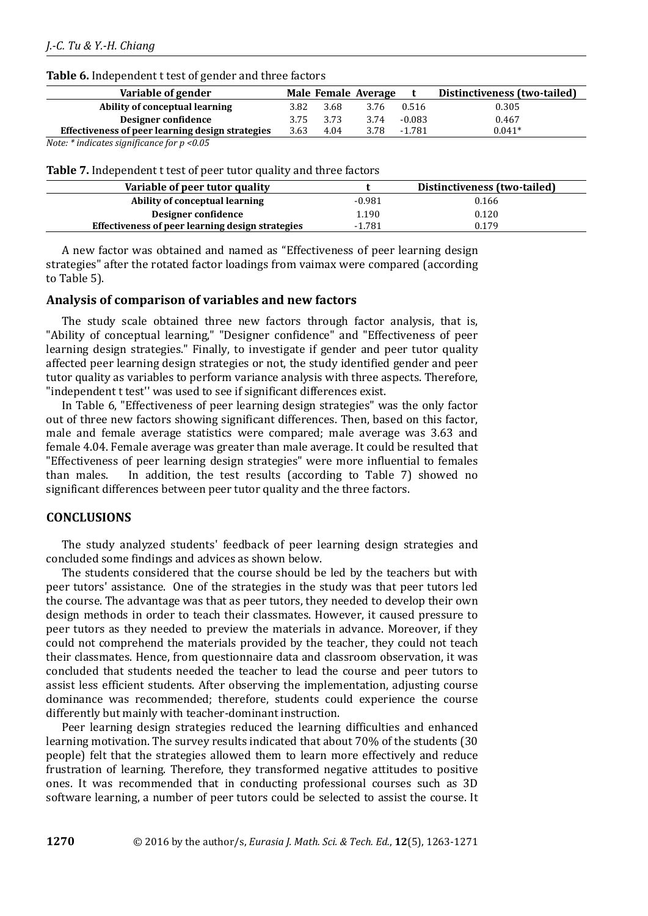**Table 6.** Independent t test of gender and three factors

| Variable of gender | Male | Female | Average | t | Distinctiveness (two-tailed) |
|---|---|---|---|---|---|
| Ability of conceptual learning | 3.82 | 3.68 | 3.76 | 0.516 | 0.305 |
| Designer confidence | 3.75 | 3.73 | 3.74 | -0.083 | 0.467 |
| Effectiveness of peer learning design strategies | 3.63 | 4.04 | 3.78 | -1.781 | 0.041* |

*Note: * indicates significance for p <0.05*

**Table 7.** Independent t test of peer tutor quality and three factors

| Variable of peer tutor quality | t | Distinctiveness (two-tailed) |
|---|---|---|
| Ability of conceptual learning | -0.981 | 0.166 |
| Designer confidence | 1.190 | 0.120 |
| Effectiveness of peer learning design strategies | -1.781 | 0.179 |

A new factor was obtained and named as "Effectiveness of peer learning design strategies" after the rotated factor loadings from vaimax were compared (according to Table 5).

## Analysis of comparison of variables and new factors

The study scale obtained three new factors through factor analysis, that is, "Ability of conceptual learning," "Designer confidence" and "Effectiveness of peer learning design strategies." Finally, to investigate if gender and peer tutor quality affected peer learning design strategies or not, the study identified gender and peer tutor quality as variables to perform variance analysis with three aspects. Therefore, "independent t test'' was used to see if significant differences exist.

In Table 6, "Effectiveness of peer learning design strategies" was the only factor out of three new factors showing significant differences. Then, based on this factor, male and female average statistics were compared; male average was 3.63 and female 4.04. Female average was greater than male average. It could be resulted that "Effectiveness of peer learning design strategies" were more influential to females than males. In addition, the test results (according to Table 7) showed no significant differences between peer tutor quality and the three factors.

## CONCLUSIONS

The study analyzed students' feedback of peer learning design strategies and concluded some findings and advices as shown below.

The students considered that the course should be led by the teachers but with peer tutors' assistance. One of the strategies in the study was that peer tutors led the course. The advantage was that as peer tutors, they needed to develop their own design methods in order to teach their classmates. However, it caused pressure to peer tutors as they needed to preview the materials in advance. Moreover, if they could not comprehend the materials provided by the teacher, they could not teach their classmates. Hence, from questionnaire data and classroom observation, it was concluded that students needed the teacher to lead the course and peer tutors to assist less efficient students. After observing the implementation, adjusting course dominance was recommended; therefore, students could experience the course differently but mainly with teacher-dominant instruction.

Peer learning design strategies reduced the learning difficulties and enhanced learning motivation. The survey results indicated that about 70% of the students (30 people) felt that the strategies allowed them to learn more effectively and reduce frustration of learning. Therefore, they transformed negative attitudes to positive ones. It was recommended that in conducting professional courses such as 3D software learning, a number of peer tutors could be selected to assist the course. It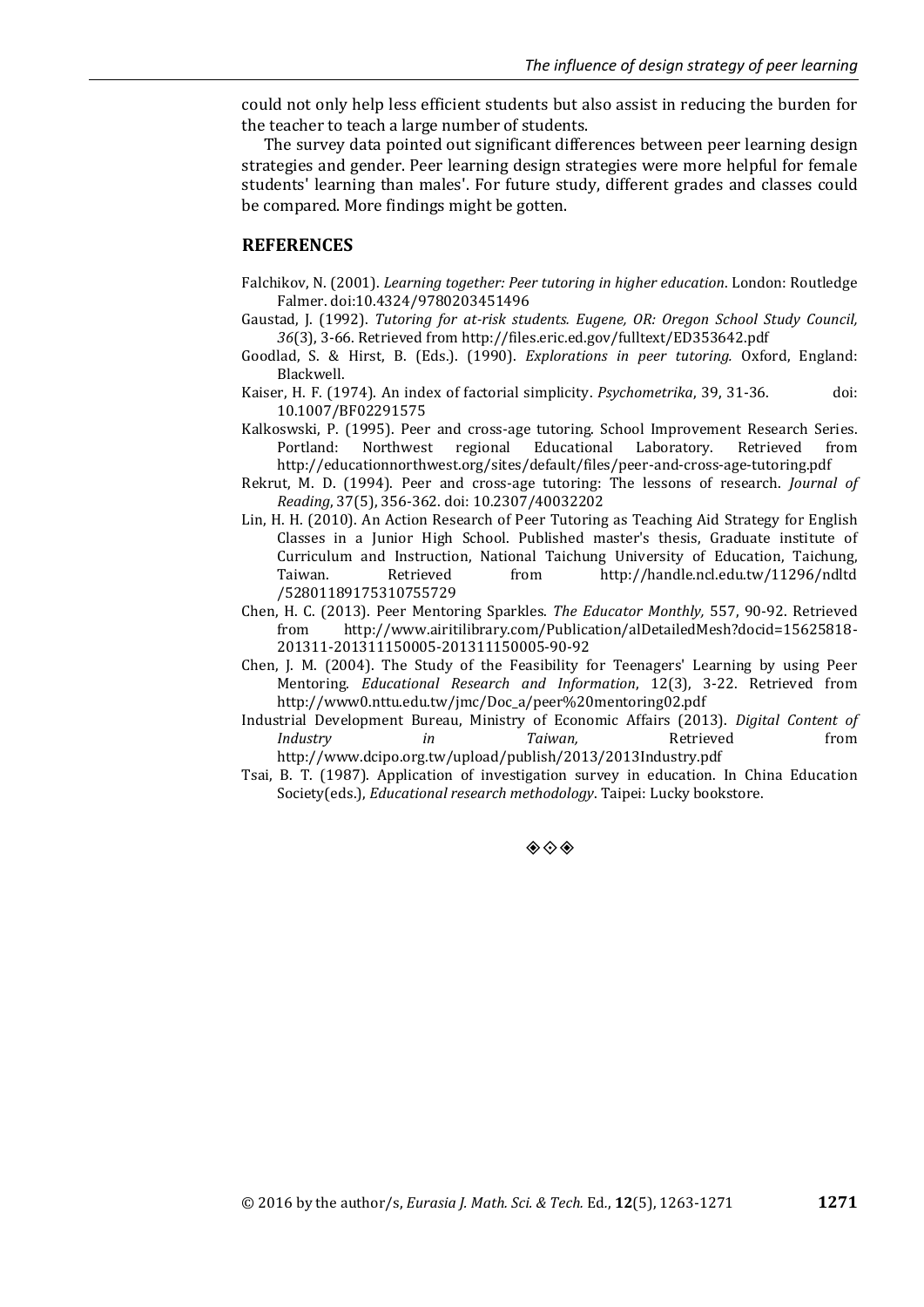could not only help less efficient students but also assist in reducing the burden for the teacher to teach a large number of students.

The survey data pointed out significant differences between peer learning design strategies and gender. Peer learning design strategies were more helpful for female students' learning than males'. For future study, different grades and classes could be compared. More findings might be gotten.

## REFERENCES

Falchikov, N. (2001). *Learning together: Peer tutoring in higher education*. London: Routledge Falmer. doi:10.4324/9780203451496

Gaustad, J. (1992). *Tutoring for at-risk students. Eugene, OR: Oregon School Study Council, 36*(3), 3-66. Retrieved from http://files.eric.ed.gov/fulltext/ED353642.pdf

Goodlad, S. & Hirst, B. (Eds.). (1990). *Explorations in peer tutoring.* Oxford, England: Blackwell.

Kaiser, H. F. (1974). An index of factorial simplicity. *Psychometrika*, 39, 31-36. doi: 10.1007/BF02291575

Kalkoswski, P. (1995). Peer and cross-age tutoring. School Improvement Research Series. Portland: Northwest regional Educational Laboratory. Retrieved from http://educationnorthwest.org/sites/default/files/peer-and-cross-age-tutoring.pdf

Rekrut, M. D. (1994). Peer and cross-age tutoring: The lessons of research. *Journal of Reading*, 37(5), 356-362. doi: 10.2307/40032202

Lin, H. H. (2010). An Action Research of Peer Tutoring as Teaching Aid Strategy for English Classes in a Junior High School. Published master's thesis, Graduate institute of Curriculum and Instruction, National Taichung University of Education, Taichung, Taiwan. Retrieved from http://handle.ncl.edu.tw/11296/ndltd /52801189175310755729

Chen, H. C. (2013). Peer Mentoring Sparkles. *The Educator Monthly,* 557, 90-92. Retrieved from http://www.airitilibrary.com/Publication/alDetailedMesh?docid=15625818-201311-201311150005-201311150005-90-92

Chen, J. M. (2004). The Study of the Feasibility for Teenagers' Learning by using Peer Mentoring. *Educational Research and Information*, 12(3), 3-22. Retrieved from http://www0.nttu.edu.tw/jmc/Doc_a/peer%20mentoring02.pdf

Industrial Development Bureau, Ministry of Economic Affairs (2013). *Digital Content of Industry in Taiwan,* Retrieved from http://www.dcipo.org.tw/upload/publish/2013/2013Industry.pdf

Tsai, B. T. (1987). Application of investigation survey in education. In China Education Society(eds.), *Educational research methodology*. Taipei: Lucky bookstore.

◈◇◈